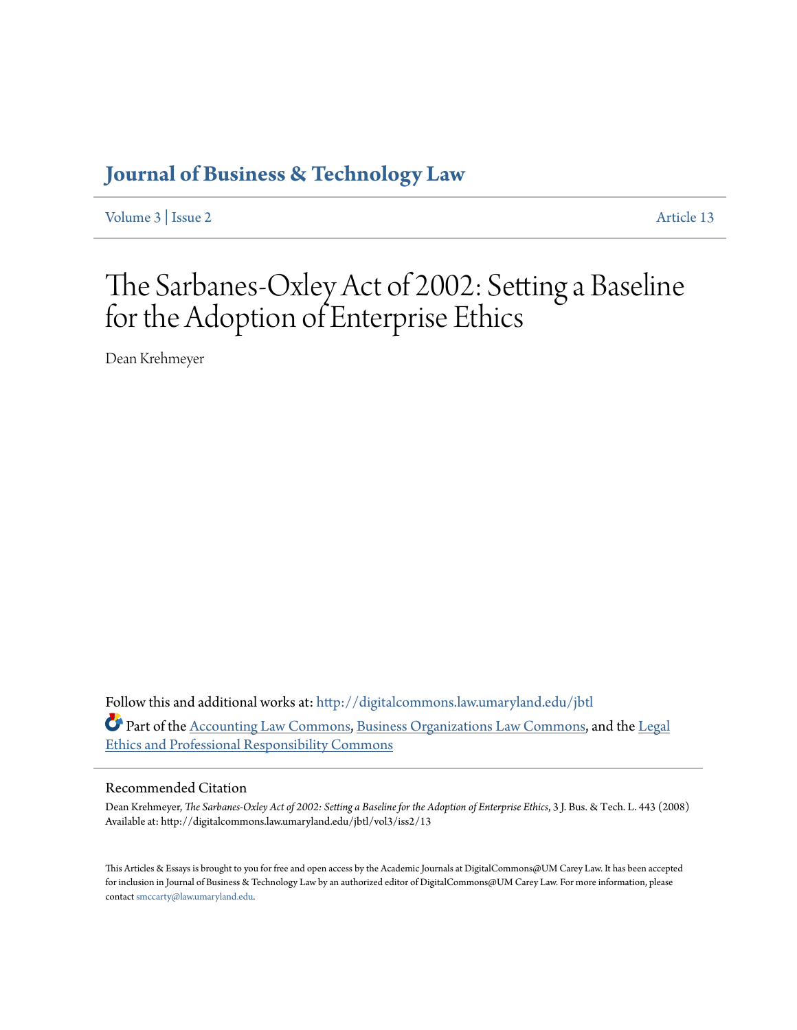# Journal of Business & Technology Law

Volume 3 | Issue 2 Article 13

# The Sarbanes-Oxley Act of 2002: Setting a Baseline for the Adoption of Enterprise Ethics

Dean Krehmeyer

Follow this and additional works at: http://digitalcommons.law.umaryland.edu/jbtl

Part of the Accounting Law Commons, Business Organizations Law Commons, and the Legal Ethics and Professional Responsibility Commons

## Recommended Citation

Dean Krehmeyer, *The Sarbanes-Oxley Act of 2002: Setting a Baseline for the Adoption of Enterprise Ethics*, 3 J. Bus. & Tech. L. 443 (2008)
Available at: http://digitalcommons.law.umaryland.edu/jbtl/vol3/iss2/13

This Articles & Essays is brought to you for free and open access by the Academic Journals at DigitalCommons@UM Carey Law. It has been accepted for inclusion in Journal of Business & Technology Law by an authorized editor of DigitalCommons@UM Carey Law. For more information, please contact smccarty@law.umaryland.edu.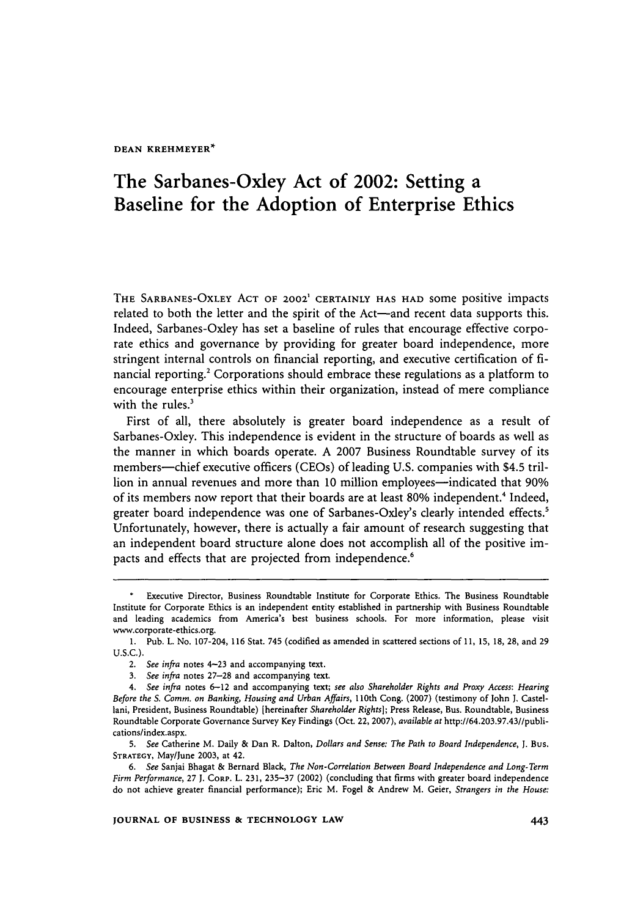DEAN KREHMEYER*

# The Sarbanes-Oxley Act of 2002: Setting a Baseline for the Adoption of Enterprise Ethics

THE SARBANES-OXLEY ACT OF 2002[1] CERTAINLY HAS HAD some positive impacts related to both the letter and the spirit of the Act—and recent data supports this. Indeed, Sarbanes-Oxley has set a baseline of rules that encourage effective corporate ethics and governance by providing for greater board independence, more stringent internal controls on financial reporting, and executive certification of financial reporting.[2] Corporations should embrace these regulations as a platform to encourage enterprise ethics within their organization, instead of mere compliance with the rules.[3]

First of all, there absolutely is greater board independence as a result of Sarbanes-Oxley. This independence is evident in the structure of boards as well as the manner in which boards operate. A 2007 Business Roundtable survey of its members—chief executive officers (CEOs) of leading U.S. companies with $4.5 trillion in annual revenues and more than 10 million employees—indicated that 90% of its members now report that their boards are at least 80% independent.[4] Indeed, greater board independence was one of Sarbanes-Oxley's clearly intended effects.[5] Unfortunately, however, there is actually a fair amount of research suggesting that an independent board structure alone does not accomplish all of the positive impacts and effects that are projected from independence.[6]

---

\* Executive Director, Business Roundtable Institute for Corporate Ethics. The Business Roundtable Institute for Corporate Ethics is an independent entity established in partnership with Business Roundtable and leading academics from America's best business schools. For more information, please visit www.corporate-ethics.org.

1. Pub. L. No. 107-204, 116 Stat. 745 (codified as amended in scattered sections of 11, 15, 18, 28, and 29 U.S.C.).

2. *See infra* notes 4–23 and accompanying text.

3. *See infra* notes 27–28 and accompanying text.

4. *See infra* notes 6–12 and accompanying text; *see also Shareholder Rights and Proxy Access: Hearing Before the S. Comm. on Banking, Housing and Urban Affairs*, 110th Cong. (2007) (testimony of John J. Castellani, President, Business Roundtable) [hereinafter *Shareholder Rights*]; Press Release, Bus. Roundtable, Business Roundtable Corporate Governance Survey Key Findings (Oct. 22, 2007), *available at* http://64.203.97.43//publications/index.aspx.

5. *See* Catherine M. Daily & Dan R. Dalton, *Dollars and Sense: The Path to Board Independence*, J. BUS. STRATEGY, May/June 2003, at 42.

6. *See* Sanjai Bhagat & Bernard Black, *The Non-Correlation Between Board Independence and Long-Term Firm Performance*, 27 J. CORP. L. 231, 235–37 (2002) (concluding that firms with greater board independence do not achieve greater financial performance); Eric M. Fogel & Andrew M. Geier, *Strangers in the House:*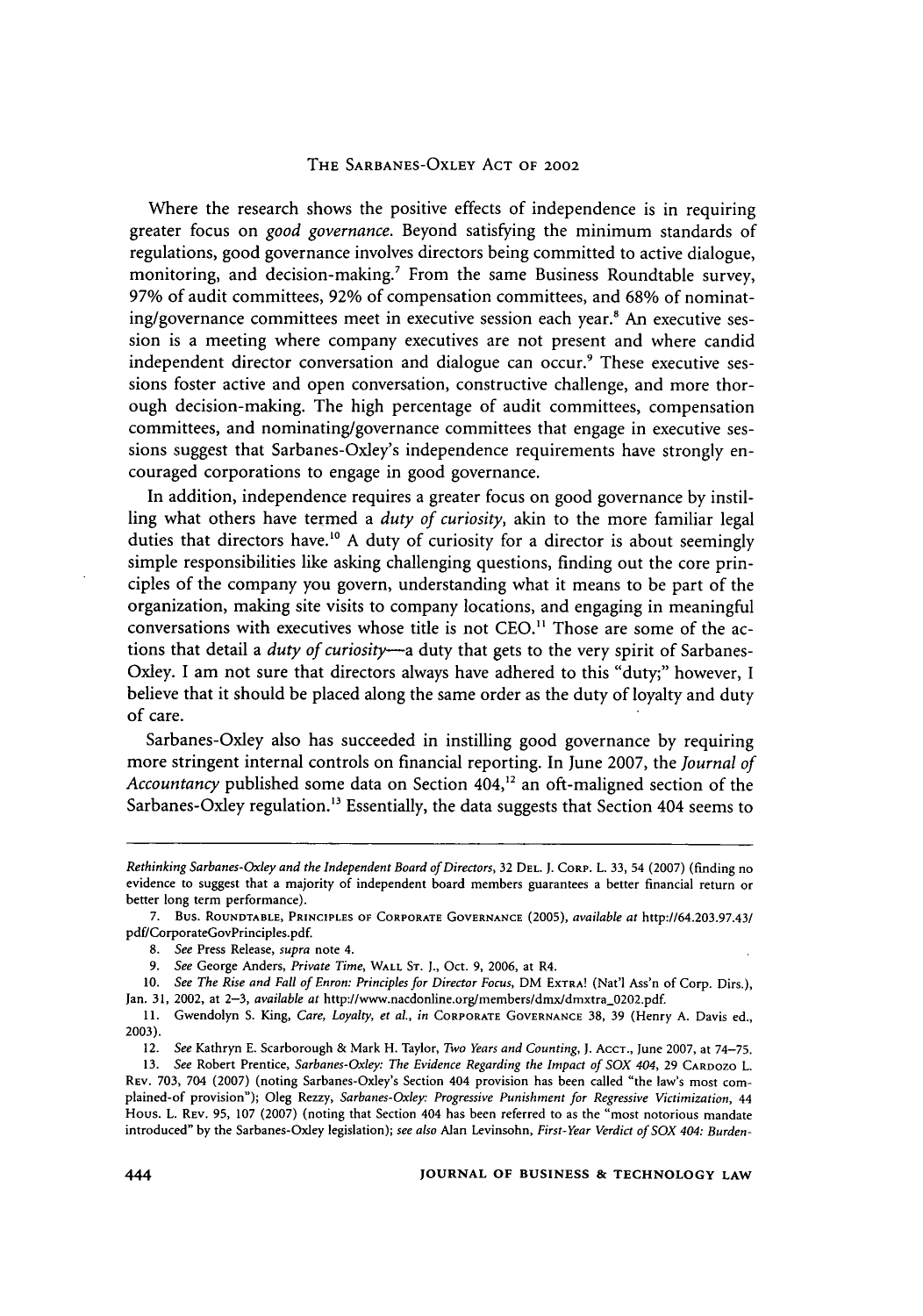Where the research shows the positive effects of independence is in requiring greater focus on *good governance*. Beyond satisfying the minimum standards of regulations, good governance involves directors being committed to active dialogue, monitoring, and decision-making.[7] From the same Business Roundtable survey, 97% of audit committees, 92% of compensation committees, and 68% of nominating/governance committees meet in executive session each year.[8] An executive session is a meeting where company executives are not present and where candid independent director conversation and dialogue can occur.[9] These executive sessions foster active and open conversation, constructive challenge, and more thorough decision-making. The high percentage of audit committees, compensation committees, and nominating/governance committees that engage in executive sessions suggest that Sarbanes-Oxley's independence requirements have strongly encouraged corporations to engage in good governance.

In addition, independence requires a greater focus on good governance by instilling what others have termed a *duty of curiosity*, akin to the more familiar legal duties that directors have.[10] A duty of curiosity for a director is about seemingly simple responsibilities like asking challenging questions, finding out the core principles of the company you govern, understanding what it means to be part of the organization, making site visits to company locations, and engaging in meaningful conversations with executives whose title is not CEO.[11] Those are some of the actions that detail a *duty of curiosity*—a duty that gets to the very spirit of Sarbanes-Oxley. I am not sure that directors always have adhered to this "duty;" however, I believe that it should be placed along the same order as the duty of loyalty and duty of care.

Sarbanes-Oxley also has succeeded in instilling good governance by requiring more stringent internal controls on financial reporting. In June 2007, the *Journal of Accountancy* published some data on Section 404,[12] an oft-maligned section of the Sarbanes-Oxley regulation.[13] Essentially, the data suggests that Section 404 seems to

---

*Rethinking Sarbanes-Oxley and the Independent Board of Directors*, 32 DEL. J. CORP. L. 33, 54 (2007) (finding no evidence to suggest that a majority of independent board members guarantees a better financial return or better long term performance).

7. BUS. ROUNDTABLE, PRINCIPLES OF CORPORATE GOVERNANCE (2005), *available at* http://64.203.97.43/pdf/CorporateGovPrinciples.pdf.

8. *See* Press Release, *supra* note 4.

9. *See* George Anders, *Private Time*, WALL ST. J., Oct. 9, 2006, at R4.

10. *See The Rise and Fall of Enron: Principles for Director Focus*, DM EXTRA! (Nat'l Ass'n of Corp. Dirs.), Jan. 31, 2002, at 2–3, *available at* http://www.nacdonline.org/members/dmx/dmxtra_0202.pdf.

11. Gwendolyn S. King, *Care, Loyalty, et al.*, *in* CORPORATE GOVERNANCE 38, 39 (Henry A. Davis ed., 2003).

12. *See* Kathryn E. Scarborough & Mark H. Taylor, *Two Years and Counting*, J. ACCT., June 2007, at 74–75.

13. *See* Robert Prentice, *Sarbanes-Oxley: The Evidence Regarding the Impact of SOX 404*, 29 CARDOZO L. REV. 703, 704 (2007) (noting Sarbanes-Oxley's Section 404 provision has been called "the law's most complained-of provision"); Oleg Rezzy, *Sarbanes-Oxley: Progressive Punishment for Regressive Victimization*, 44 HOUS. L. REV. 95, 107 (2007) (noting that Section 404 has been referred to as the "most notorious mandate introduced" by the Sarbanes-Oxley legislation); *see also* Alan Levinsohn, *First-Year Verdict of SOX 404: Burden-*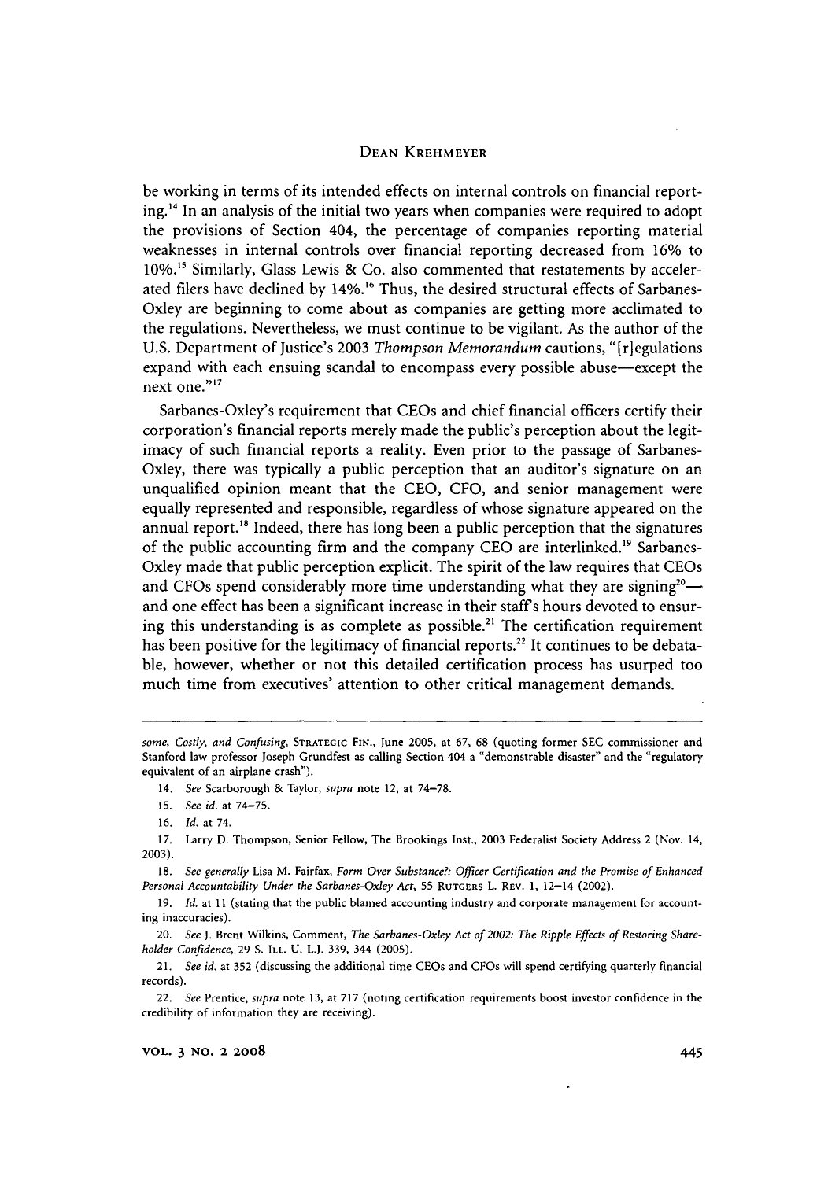be working in terms of its intended effects on internal controls on financial reporting.[14] In an analysis of the initial two years when companies were required to adopt the provisions of Section 404, the percentage of companies reporting material weaknesses in internal controls over financial reporting decreased from 16% to 10%.[15] Similarly, Glass Lewis & Co. also commented that restatements by accelerated filers have declined by 14%.[16] Thus, the desired structural effects of Sarbanes-Oxley are beginning to come about as companies are getting more acclimated to the regulations. Nevertheless, we must continue to be vigilant. As the author of the U.S. Department of Justice's 2003 *Thompson Memorandum* cautions, "[r]egulations expand with each ensuing scandal to encompass every possible abuse—except the next one."[17]

Sarbanes-Oxley's requirement that CEOs and chief financial officers certify their corporation's financial reports merely made the public's perception about the legitimacy of such financial reports a reality. Even prior to the passage of Sarbanes-Oxley, there was typically a public perception that an auditor's signature on an unqualified opinion meant that the CEO, CFO, and senior management were equally represented and responsible, regardless of whose signature appeared on the annual report.[18] Indeed, there has long been a public perception that the signatures of the public accounting firm and the company CEO are interlinked.[19] Sarbanes-Oxley made that public perception explicit. The spirit of the law requires that CEOs and CFOs spend considerably more time understanding what they are signing[20]—and one effect has been a significant increase in their staff's hours devoted to ensuring this understanding is as complete as possible.[21] The certification requirement has been positive for the legitimacy of financial reports.[22] It continues to be debatable, however, whether or not this detailed certification process has usurped too much time from executives' attention to other critical management demands.

---

*some, Costly, and Confusing*, STRATEGIC FIN., June 2005, at 67, 68 (quoting former SEC commissioner and Stanford law professor Joseph Grundfest as calling Section 404 a "demonstrable disaster" and the "regulatory equivalent of an airplane crash").

14. *See* Scarborough & Taylor, *supra* note 12, at 74–78.

15. *See id.* at 74–75.

16. *Id.* at 74.

17. Larry D. Thompson, Senior Fellow, The Brookings Inst., 2003 Federalist Society Address 2 (Nov. 14, 2003).

18. *See generally* Lisa M. Fairfax, *Form Over Substance?: Officer Certification and the Promise of Enhanced Personal Accountability Under the Sarbanes-Oxley Act*, 55 RUTGERS L. REV. 1, 12–14 (2002).

19. *Id.* at 11 (stating that the public blamed accounting industry and corporate management for accounting inaccuracies).

20. *See* J. Brent Wilkins, Comment, *The Sarbanes-Oxley Act of 2002: The Ripple Effects of Restoring Shareholder Confidence*, 29 S. ILL. U. L.J. 339, 344 (2005).

21. *See id.* at 352 (discussing the additional time CEOs and CFOs will spend certifying quarterly financial records).

22. *See* Prentice, *supra* note 13, at 717 (noting certification requirements boost investor confidence in the credibility of information they are receiving).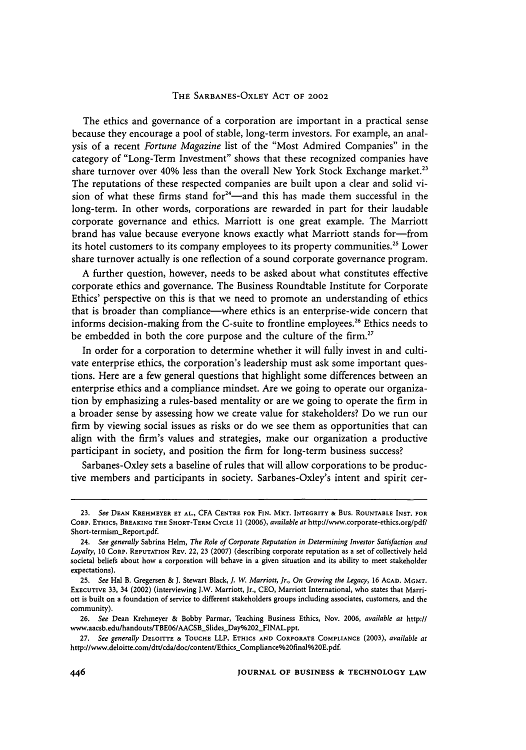The ethics and governance of a corporation are important in a practical sense because they encourage a pool of stable, long-term investors. For example, an analysis of a recent *Fortune Magazine* list of the "Most Admired Companies" in the category of "Long-Term Investment" shows that these recognized companies have share turnover over 40% less than the overall New York Stock Exchange market.[23] The reputations of these respected companies are built upon a clear and solid vision of what these firms stand for[24]—and this has made them successful in the long-term. In other words, corporations are rewarded in part for their laudable corporate governance and ethics. Marriott is one great example. The Marriott brand has value because everyone knows exactly what Marriott stands for—from its hotel customers to its company employees to its property communities.[25] Lower share turnover actually is one reflection of a sound corporate governance program.

A further question, however, needs to be asked about what constitutes effective corporate ethics and governance. The Business Roundtable Institute for Corporate Ethics' perspective on this is that we need to promote an understanding of ethics that is broader than compliance—where ethics is an enterprise-wide concern that informs decision-making from the C-suite to frontline employees.[26] Ethics needs to be embedded in both the core purpose and the culture of the firm.[27]

In order for a corporation to determine whether it will fully invest in and cultivate enterprise ethics, the corporation's leadership must ask some important questions. Here are a few general questions that highlight some differences between an enterprise ethics and a compliance mindset. Are we going to operate our organization by emphasizing a rules-based mentality or are we going to operate the firm in a broader sense by assessing how we create value for stakeholders? Do we run our firm by viewing social issues as risks or do we see them as opportunities that can align with the firm's values and strategies, make our organization a productive participant in society, and position the firm for long-term business success?

Sarbanes-Oxley sets a baseline of rules that will allow corporations to be productive members and participants in society. Sarbanes-Oxley's intent and spirit cer-

---

23. *See* DEAN KREHMEYER ET AL., CFA CENTRE FOR FIN. MKT. INTEGRITY & BUS. ROUNTABLE INST. FOR CORP. ETHICS, BREAKING THE SHORT-TERM CYCLE 11 (2006), *available at* http://www.corporate-ethics.org/pdf/Short-termism_Report.pdf.

24. *See generally* Sabrina Helm, *The Role of Corporate Reputation in Determining Investor Satisfaction and Loyalty*, 10 CORP. REPUTATION REV. 22, 23 (2007) (describing corporate reputation as a set of collectively held societal beliefs about how a corporation will behave in a given situation and its ability to meet stakeholder expectations).

25. *See* Hal B. Gregersen & J. Stewart Black, *J. W. Marriott, Jr., On Growing the Legacy*, 16 ACAD. MGMT. EXECUTIVE 33, 34 (2002) (interviewing J.W. Marriott, Jr., CEO, Marriott International, who states that Marriott is built on a foundation of service to different stakeholders groups including associates, customers, and the community).

26. *See* Dean Krehmeyer & Bobby Parmar, Teaching Business Ethics, Nov. 2006, *available at* http://www.aacsb.edu/handouts/TBE06/AACSB_Slides_Day%202_FINAL.ppt.

27. *See generally* DELOITTE & TOUCHE LLP, ETHICS AND CORPORATE COMPLIANCE (2003), *available at* http://www.deloitte.com/dtt/cda/doc/content/Ethics_Compliance%20final%20E.pdf.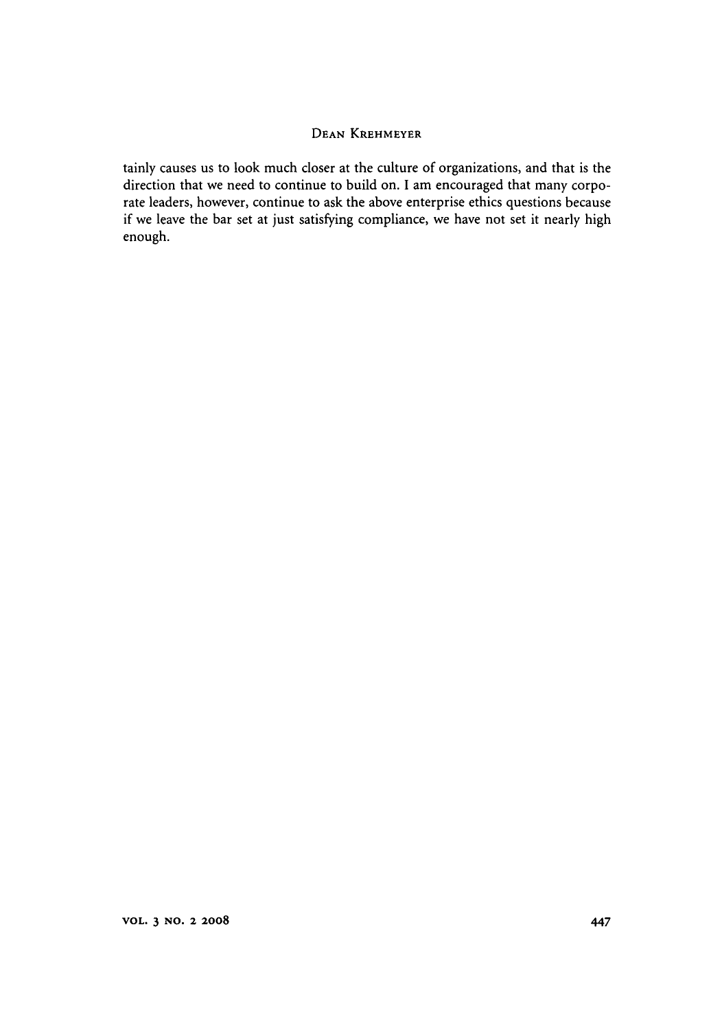tainly causes us to look much closer at the culture of organizations, and that is the direction that we need to continue to build on. I am encouraged that many corporate leaders, however, continue to ask the above enterprise ethics questions because if we leave the bar set at just satisfying compliance, we have not set it nearly high enough.